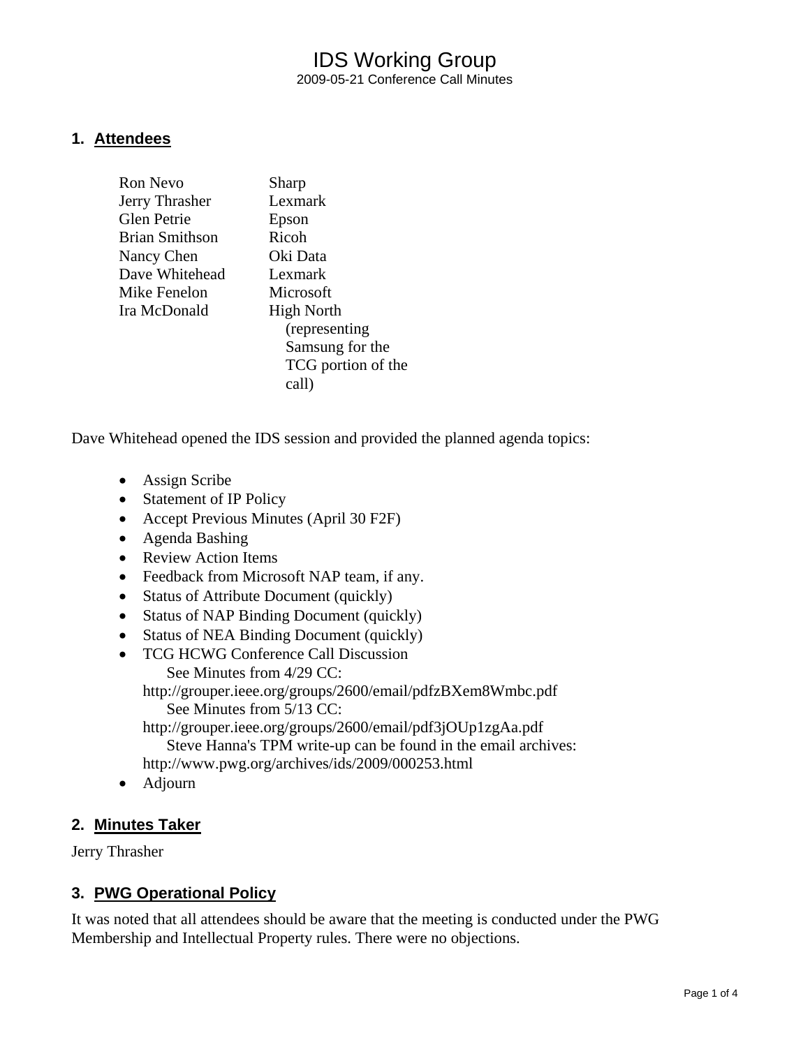# IDS Working Group

2009-05-21 Conference Call Minutes

## 1. Attendees

| | |
|---|---|
| Ron Nevo | Sharp |
| Jerry Thrasher | Lexmark |
| Glen Petrie | Epson |
| Brian Smithson | Ricoh |
| Nancy Chen | Oki Data |
| Dave Whitehead | Lexmark |
| Mike Fenelon | Microsoft |
| Ira McDonald | High North (representing Samsung for the TCG portion of the call) |

Dave Whitehead opened the IDS session and provided the planned agenda topics:

- Assign Scribe
- Statement of IP Policy
- Accept Previous Minutes (April 30 F2F)
- Agenda Bashing
- Review Action Items
- Feedback from Microsoft NAP team, if any.
- Status of Attribute Document (quickly)
- Status of NAP Binding Document (quickly)
- Status of NEA Binding Document (quickly)
- TCG HCWG Conference Call Discussion
  See Minutes from 4/29 CC:
  http://grouper.ieee.org/groups/2600/email/pdfzBXem8Wmbc.pdf
  See Minutes from 5/13 CC:
  http://grouper.ieee.org/groups/2600/email/pdf3jOUp1zgAa.pdf
  Steve Hanna's TPM write-up can be found in the email archives:
  http://www.pwg.org/archives/ids/2009/000253.html
- Adjourn

## 2. Minutes Taker

Jerry Thrasher

## 3. PWG Operational Policy

It was noted that all attendees should be aware that the meeting is conducted under the PWG Membership and Intellectual Property rules. There were no objections.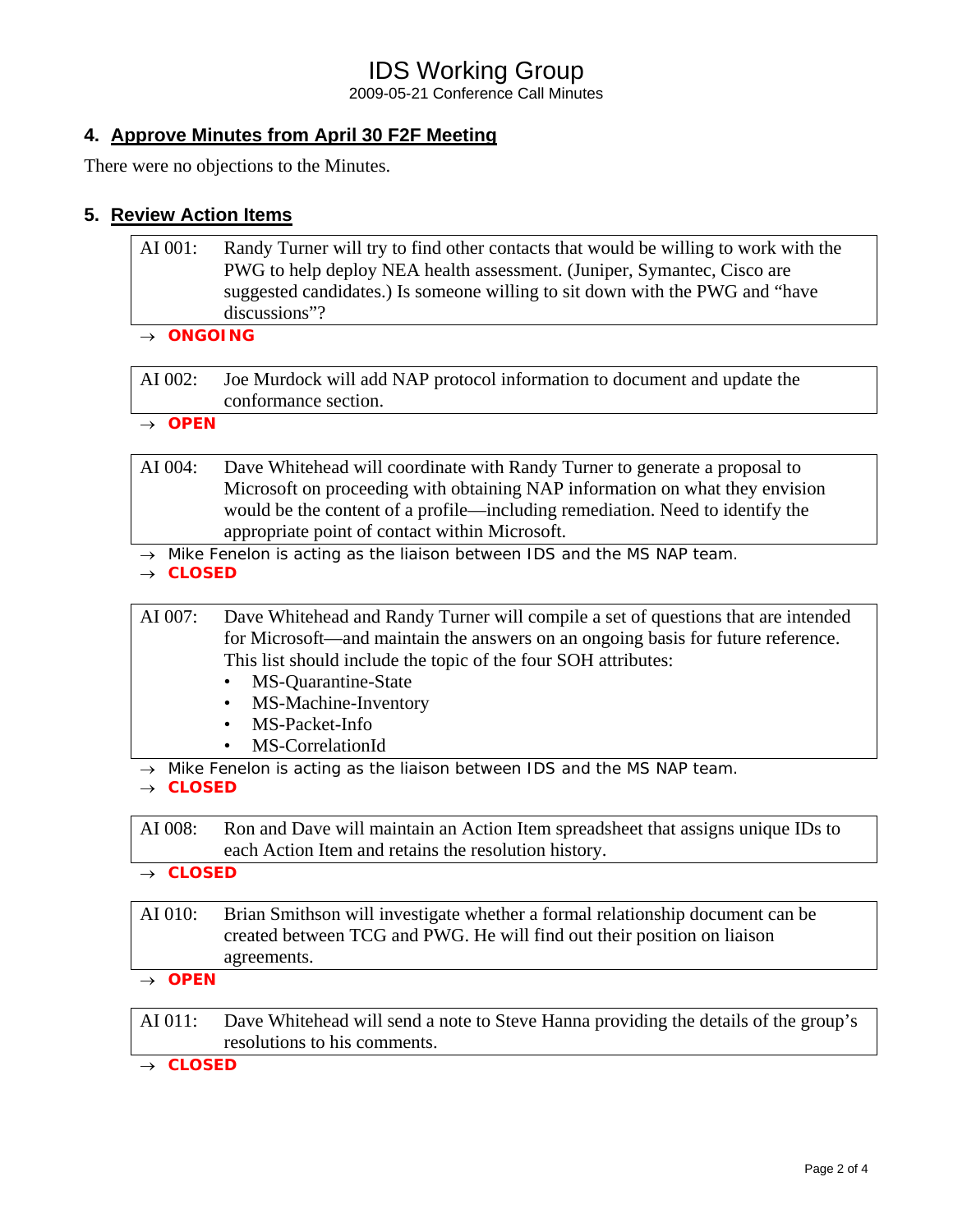## 4. Approve Minutes from April 30 F2F Meeting

There were no objections to the Minutes.

## 5. Review Action Items

| AI 001: | Randy Turner will try to find other contacts that would be willing to work with the PWG to help deploy NEA health assessment. (Juniper, Symantec, Cisco are suggested candidates.) Is someone willing to sit down with the PWG and "have discussions"? |
|---|---|

→ **ONGOING**

| AI 002: | Joe Murdock will add NAP protocol information to document and update the conformance section. |
|---|---|

→ **OPEN**

| AI 004: | Dave Whitehead will coordinate with Randy Turner to generate a proposal to Microsoft on proceeding with obtaining NAP information on what they envision would be the content of a profile—including remediation. Need to identify the appropriate point of contact within Microsoft. |
|---|---|

→ Mike Fenelon is acting as the liaison between IDS and the MS NAP team.
→ **CLOSED**

| AI 007: | Dave Whitehead and Randy Turner will compile a set of questions that are intended for Microsoft—and maintain the answers on an ongoing basis for future reference. This list should include the topic of the four SOH attributes: • MS-Quarantine-State • MS-Machine-Inventory • MS-Packet-Info • MS-CorrelationId |
|---|---|

→ Mike Fenelon is acting as the liaison between IDS and the MS NAP team.
→ **CLOSED**

| AI 008: | Ron and Dave will maintain an Action Item spreadsheet that assigns unique IDs to each Action Item and retains the resolution history. |
|---|---|

→ **CLOSED**

| AI 010: | Brian Smithson will investigate whether a formal relationship document can be created between TCG and PWG. He will find out their position on liaison agreements. |
|---|---|

→ **OPEN**

| AI 011: | Dave Whitehead will send a note to Steve Hanna providing the details of the group's resolutions to his comments. |
|---|---|

→ **CLOSED**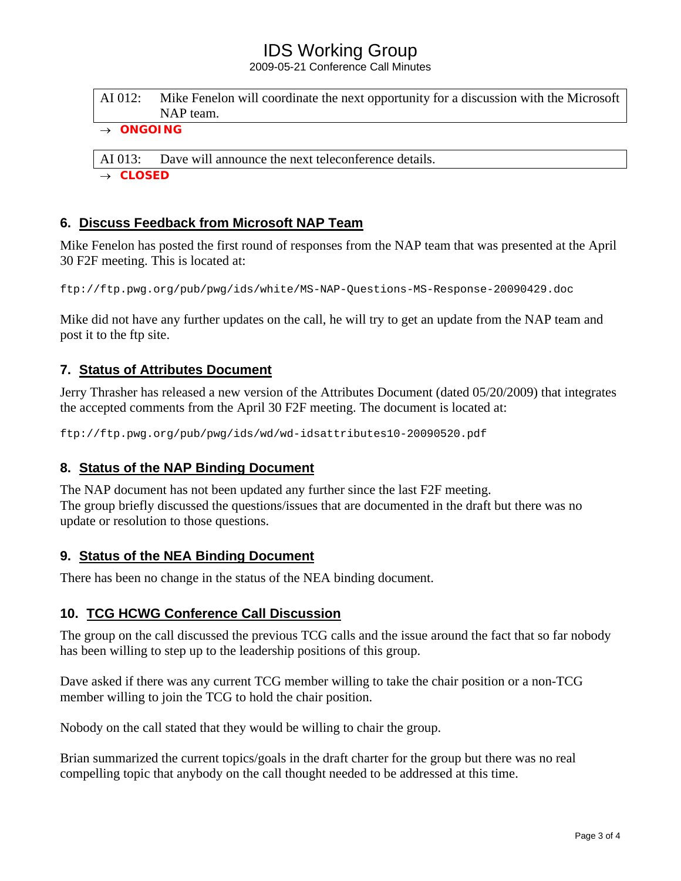| AI 012: | Mike Fenelon will coordinate the next opportunity for a discussion with the Microsoft NAP team. |
| --- | --- |

→ **ONGOING**

| AI 013: | Dave will announce the next teleconference details. |
| --- | --- |

→ **CLOSED**

## 6. Discuss Feedback from Microsoft NAP Team

Mike Fenelon has posted the first round of responses from the NAP team that was presented at the April 30 F2F meeting. This is located at:

```
ftp://ftp.pwg.org/pub/pwg/ids/white/MS-NAP-Questions-MS-Response-20090429.doc
```

Mike did not have any further updates on the call, he will try to get an update from the NAP team and post it to the ftp site.

## 7. Status of Attributes Document

Jerry Thrasher has released a new version of the Attributes Document (dated 05/20/2009) that integrates the accepted comments from the April 30 F2F meeting. The document is located at:

```
ftp://ftp.pwg.org/pub/pwg/ids/wd/wd-idsattributes10-20090520.pdf
```

## 8. Status of the NAP Binding Document

The NAP document has not been updated any further since the last F2F meeting.
The group briefly discussed the questions/issues that are documented in the draft but there was no update or resolution to those questions.

## 9. Status of the NEA Binding Document

There has been no change in the status of the NEA binding document.

## 10. TCG HCWG Conference Call Discussion

The group on the call discussed the previous TCG calls and the issue around the fact that so far nobody has been willing to step up to the leadership positions of this group.

Dave asked if there was any current TCG member willing to take the chair position or a non-TCG member willing to join the TCG to hold the chair position.

Nobody on the call stated that they would be willing to chair the group.

Brian summarized the current topics/goals in the draft charter for the group but there was no real compelling topic that anybody on the call thought needed to be addressed at this time.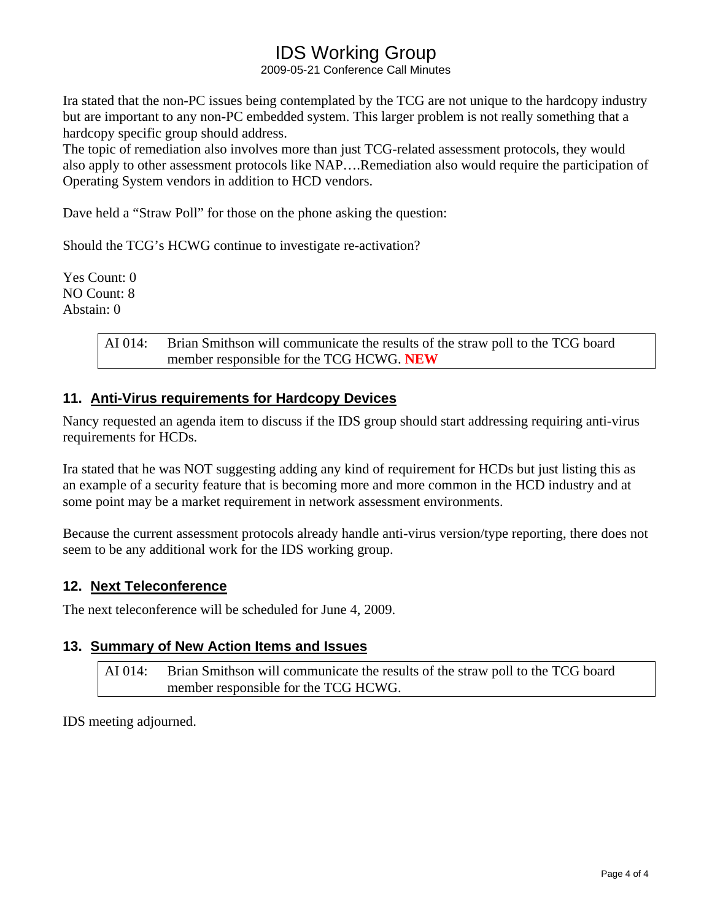Ira stated that the non-PC issues being contemplated by the TCG are not unique to the hardcopy industry but are important to any non-PC embedded system. This larger problem is not really something that a hardcopy specific group should address.
The topic of remediation also involves more than just TCG-related assessment protocols, they would also apply to other assessment protocols like NAP….Remediation also would require the participation of Operating System vendors in addition to HCD vendors.

Dave held a "Straw Poll" for those on the phone asking the question:

Should the TCG's HCWG continue to investigate re-activation?

Yes Count: 0
NO Count: 8
Abstain: 0

| | |
|---|---|
| AI 014: | Brian Smithson will communicate the results of the straw poll to the TCG board member responsible for the TCG HCWG. **NEW** |

## 11. Anti-Virus requirements for Hardcopy Devices

Nancy requested an agenda item to discuss if the IDS group should start addressing requiring anti-virus requirements for HCDs.

Ira stated that he was NOT suggesting adding any kind of requirement for HCDs but just listing this as an example of a security feature that is becoming more and more common in the HCD industry and at some point may be a market requirement in network assessment environments.

Because the current assessment protocols already handle anti-virus version/type reporting, there does not seem to be any additional work for the IDS working group.

## 12. Next Teleconference

The next teleconference will be scheduled for June 4, 2009.

## 13. Summary of New Action Items and Issues

| | |
|---|---|
| AI 014: | Brian Smithson will communicate the results of the straw poll to the TCG board member responsible for the TCG HCWG. |

IDS meeting adjourned.